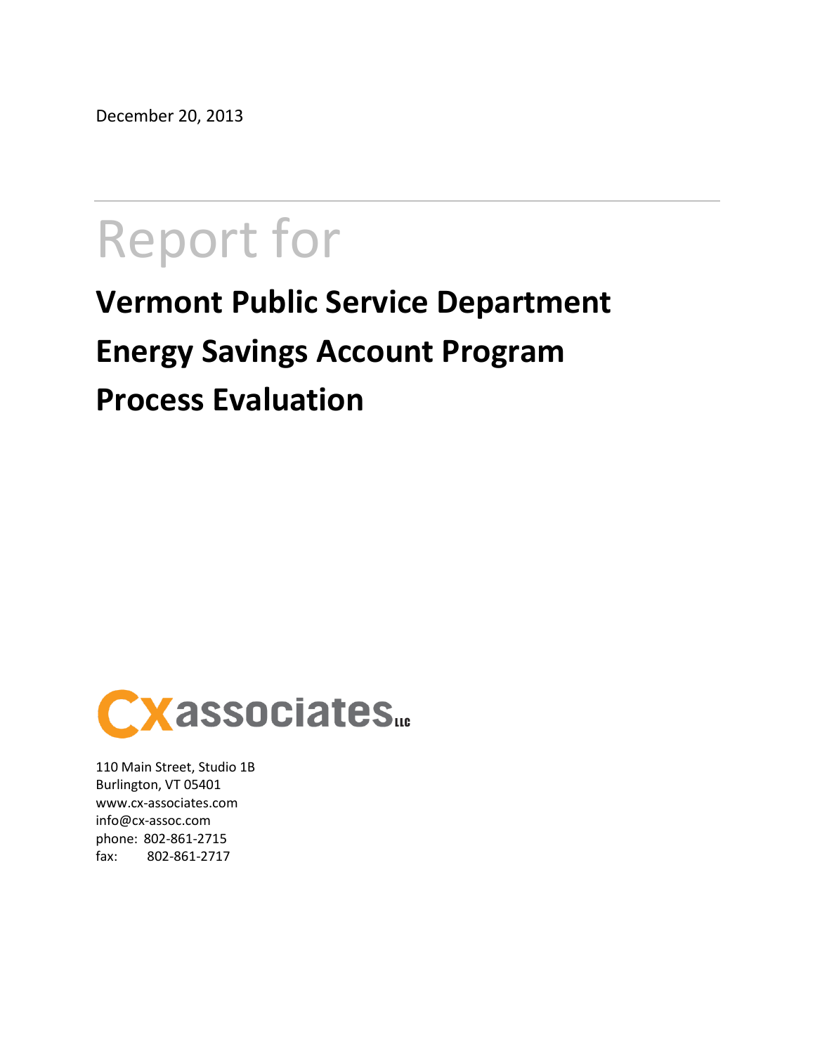December 20, 2013

# Report for

# Vermont Public Service Department Energy Savings Account Program Process Evaluation

Cx associates LLC

110 Main Street, Studio 1B
Burlington, VT 05401
www.cx-associates.com
info@cx-assoc.com
phone: 802-861-2715
fax: 802-861-2717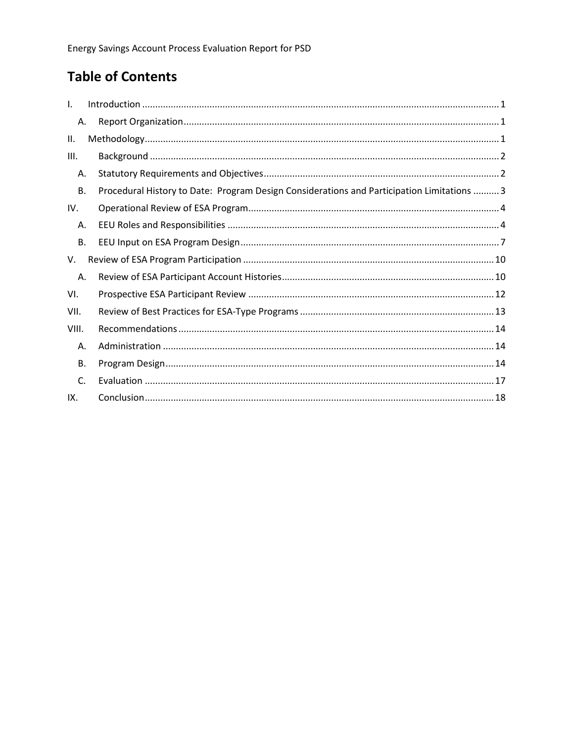# Table of Contents

I. Introduction ........................................................................................................................................ 1

  A. Report Organization ......................................................................................................................... 1

II. Methodology ........................................................................................................................................ 1

III. Background ........................................................................................................................................ 2

  A. Statutory Requirements and Objectives .......................................................................................... 2

  B. Procedural History to Date: Program Design Considerations and Participation Limitations .......... 3

IV. Operational Review of ESA Program ................................................................................................ 4

  A. EEU Roles and Responsibilities ........................................................................................................ 4

  B. EEU Input on ESA Program Design ................................................................................................... 7

V. Review of ESA Program Participation ................................................................................................ 10

  A. Review of ESA Participant Account Histories ................................................................................. 10

VI. Prospective ESA Participant Review .............................................................................................. 12

VII. Review of Best Practices for ESA-Type Programs .......................................................................... 13

VIII. Recommendations ......................................................................................................................... 14

  A. Administration .............................................................................................................................. 14

  B. Program Design ............................................................................................................................. 14

  C. Evaluation ..................................................................................................................................... 17

IX. Conclusion ...................................................................................................................................... 18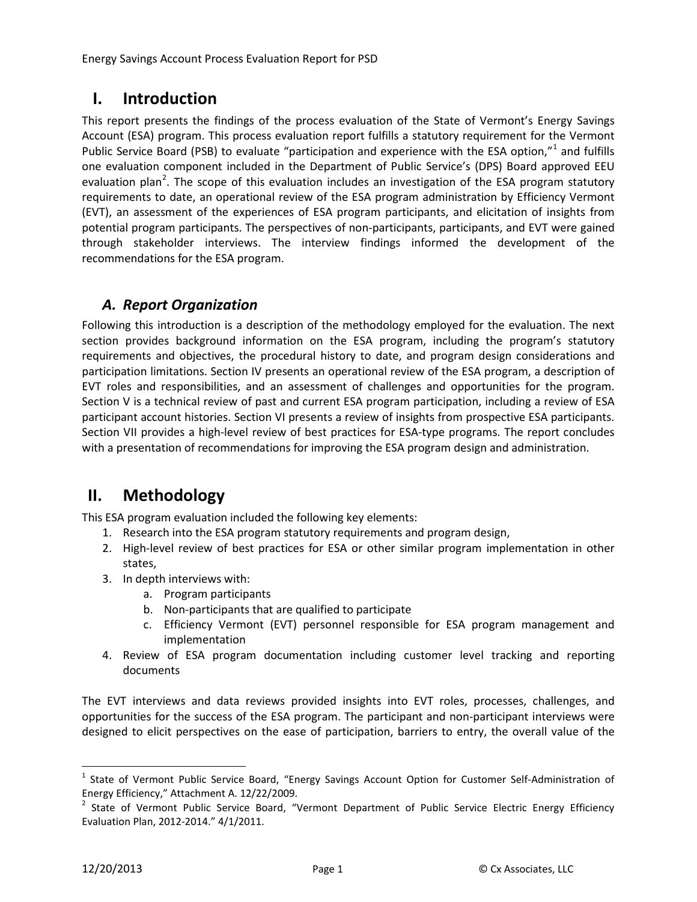# I. Introduction

This report presents the findings of the process evaluation of the State of Vermont's Energy Savings Account (ESA) program. This process evaluation report fulfills a statutory requirement for the Vermont Public Service Board (PSB) to evaluate "participation and experience with the ESA option,"[1] and fulfills one evaluation component included in the Department of Public Service's (DPS) Board approved EEU evaluation plan[2]. The scope of this evaluation includes an investigation of the ESA program statutory requirements to date, an operational review of the ESA program administration by Efficiency Vermont (EVT), an assessment of the experiences of ESA program participants, and elicitation of insights from potential program participants. The perspectives of non-participants, participants, and EVT were gained through stakeholder interviews. The interview findings informed the development of the recommendations for the ESA program.

## *A. Report Organization*

Following this introduction is a description of the methodology employed for the evaluation. The next section provides background information on the ESA program, including the program's statutory requirements and objectives, the procedural history to date, and program design considerations and participation limitations. Section IV presents an operational review of the ESA program, a description of EVT roles and responsibilities, and an assessment of challenges and opportunities for the program. Section V is a technical review of past and current ESA program participation, including a review of ESA participant account histories. Section VI presents a review of insights from prospective ESA participants. Section VII provides a high-level review of best practices for ESA-type programs. The report concludes with a presentation of recommendations for improving the ESA program design and administration.

# II. Methodology

This ESA program evaluation included the following key elements:

1. Research into the ESA program statutory requirements and program design,
2. High-level review of best practices for ESA or other similar program implementation in other states,
3. In depth interviews with:
    a. Program participants
    b. Non-participants that are qualified to participate
    c. Efficiency Vermont (EVT) personnel responsible for ESA program management and implementation
4. Review of ESA program documentation including customer level tracking and reporting documents

The EVT interviews and data reviews provided insights into EVT roles, processes, challenges, and opportunities for the success of the ESA program. The participant and non-participant interviews were designed to elicit perspectives on the ease of participation, barriers to entry, the overall value of the

---

[1] State of Vermont Public Service Board, "Energy Savings Account Option for Customer Self-Administration of Energy Efficiency," Attachment A. 12/22/2009.

[2] State of Vermont Public Service Board, "Vermont Department of Public Service Electric Energy Efficiency Evaluation Plan, 2012-2014." 4/1/2011.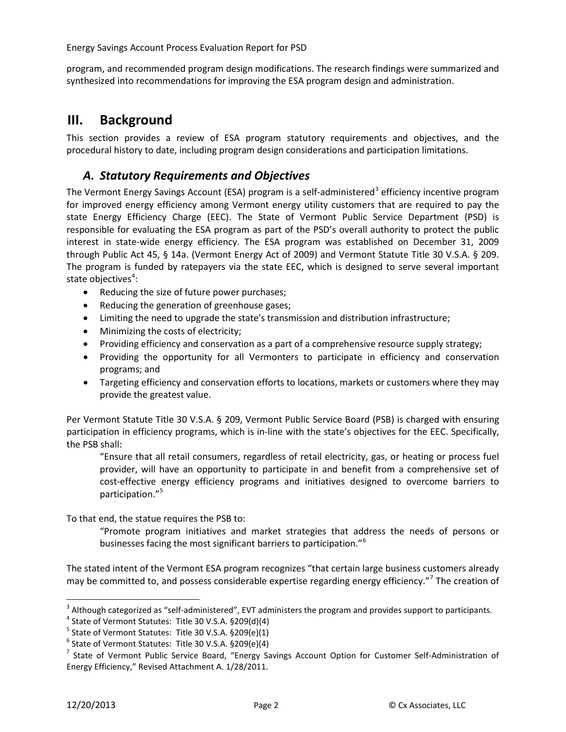program, and recommended program design modifications. The research findings were summarized and synthesized into recommendations for improving the ESA program design and administration.

# III. Background

This section provides a review of ESA program statutory requirements and objectives, and the procedural history to date, including program design considerations and participation limitations.

## *A. Statutory Requirements and Objectives*

The Vermont Energy Savings Account (ESA) program is a self-administered[3] efficiency incentive program for improved energy efficiency among Vermont energy utility customers that are required to pay the state Energy Efficiency Charge (EEC). The State of Vermont Public Service Department (PSD) is responsible for evaluating the ESA program as part of the PSD's overall authority to protect the public interest in state-wide energy efficiency. The ESA program was established on December 31, 2009 through Public Act 45, § 14a. (Vermont Energy Act of 2009) and Vermont Statute Title 30 V.S.A. § 209. The program is funded by ratepayers via the state EEC, which is designed to serve several important state objectives[4]:

- Reducing the size of future power purchases;
- Reducing the generation of greenhouse gases;
- Limiting the need to upgrade the state's transmission and distribution infrastructure;
- Minimizing the costs of electricity;
- Providing efficiency and conservation as a part of a comprehensive resource supply strategy;
- Providing the opportunity for all Vermonters to participate in efficiency and conservation programs; and
- Targeting efficiency and conservation efforts to locations, markets or customers where they may provide the greatest value.

Per Vermont Statute Title 30 V.S.A. § 209, Vermont Public Service Board (PSB) is charged with ensuring participation in efficiency programs, which is in-line with the state's objectives for the EEC. Specifically, the PSB shall:

> "Ensure that all retail consumers, regardless of retail electricity, gas, or heating or process fuel provider, will have an opportunity to participate in and benefit from a comprehensive set of cost-effective energy efficiency programs and initiatives designed to overcome barriers to participation."[5]

To that end, the statue requires the PSB to:

> "Promote program initiatives and market strategies that address the needs of persons or businesses facing the most significant barriers to participation."[6]

The stated intent of the Vermont ESA program recognizes "that certain large business customers already may be committed to, and possess considerable expertise regarding energy efficiency."[7] The creation of

---

[3] Although categorized as "self-administered", EVT administers the program and provides support to participants.

[4] State of Vermont Statutes: Title 30 V.S.A. §209(d)(4)

[5] State of Vermont Statutes: Title 30 V.S.A. §209(e)(1)

[6] State of Vermont Statutes: Title 30 V.S.A. §209(e)(4)

[7] State of Vermont Public Service Board, "Energy Savings Account Option for Customer Self-Administration of Energy Efficiency," Revised Attachment A. 1/28/2011.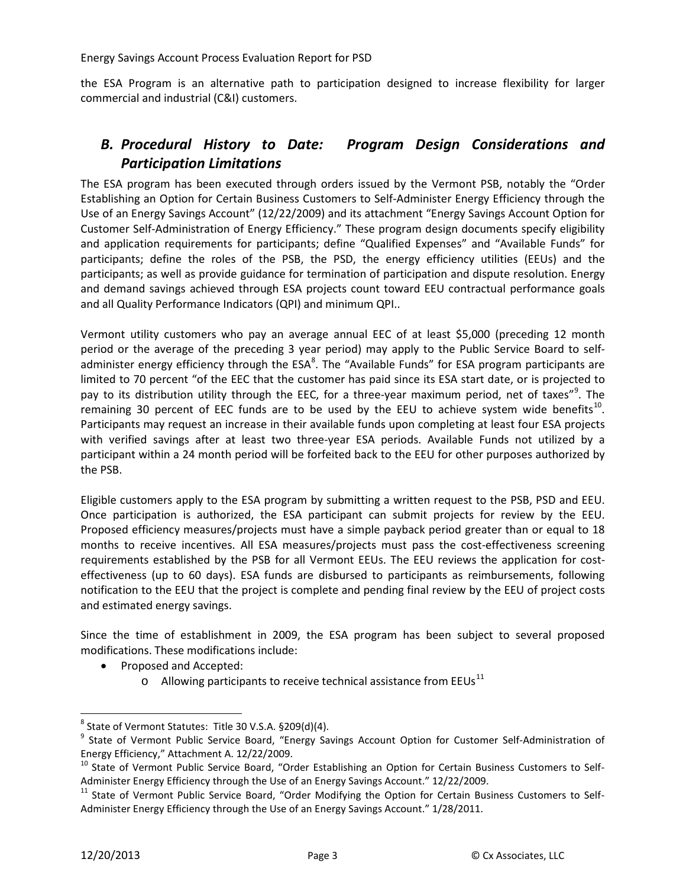the ESA Program is an alternative path to participation designed to increase flexibility for larger commercial and industrial (C&I) customers.

## *B. Procedural History to Date: Program Design Considerations and Participation Limitations*

The ESA program has been executed through orders issued by the Vermont PSB, notably the "Order Establishing an Option for Certain Business Customers to Self-Administer Energy Efficiency through the Use of an Energy Savings Account" (12/22/2009) and its attachment "Energy Savings Account Option for Customer Self-Administration of Energy Efficiency." These program design documents specify eligibility and application requirements for participants; define "Qualified Expenses" and "Available Funds" for participants; define the roles of the PSB, the PSD, the energy efficiency utilities (EEUs) and the participants; as well as provide guidance for termination of participation and dispute resolution. Energy and demand savings achieved through ESA projects count toward EEU contractual performance goals and all Quality Performance Indicators (QPI) and minimum QPI..

Vermont utility customers who pay an average annual EEC of at least $5,000 (preceding 12 month period or the average of the preceding 3 year period) may apply to the Public Service Board to self-administer energy efficiency through the ESA[8]. The "Available Funds" for ESA program participants are limited to 70 percent "of the EEC that the customer has paid since its ESA start date, or is projected to pay to its distribution utility through the EEC, for a three-year maximum period, net of taxes"[9]. The remaining 30 percent of EEC funds are to be used by the EEU to achieve system wide benefits[10]. Participants may request an increase in their available funds upon completing at least four ESA projects with verified savings after at least two three-year ESA periods. Available Funds not utilized by a participant within a 24 month period will be forfeited back to the EEU for other purposes authorized by the PSB.

Eligible customers apply to the ESA program by submitting a written request to the PSB, PSD and EEU. Once participation is authorized, the ESA participant can submit projects for review by the EEU. Proposed efficiency measures/projects must have a simple payback period greater than or equal to 18 months to receive incentives. All ESA measures/projects must pass the cost-effectiveness screening requirements established by the PSB for all Vermont EEUs. The EEU reviews the application for cost-effectiveness (up to 60 days). ESA funds are disbursed to participants as reimbursements, following notification to the EEU that the project is complete and pending final review by the EEU of project costs and estimated energy savings.

Since the time of establishment in 2009, the ESA program has been subject to several proposed modifications. These modifications include:

- Proposed and Accepted:
  - Allowing participants to receive technical assistance from EEUs[11]

---

[8] State of Vermont Statutes: Title 30 V.S.A. §209(d)(4).

[9] State of Vermont Public Service Board, "Energy Savings Account Option for Customer Self-Administration of Energy Efficiency," Attachment A. 12/22/2009.

[10] State of Vermont Public Service Board, "Order Establishing an Option for Certain Business Customers to Self-Administer Energy Efficiency through the Use of an Energy Savings Account." 12/22/2009.

[11] State of Vermont Public Service Board, "Order Modifying the Option for Certain Business Customers to Self-Administer Energy Efficiency through the Use of an Energy Savings Account." 1/28/2011.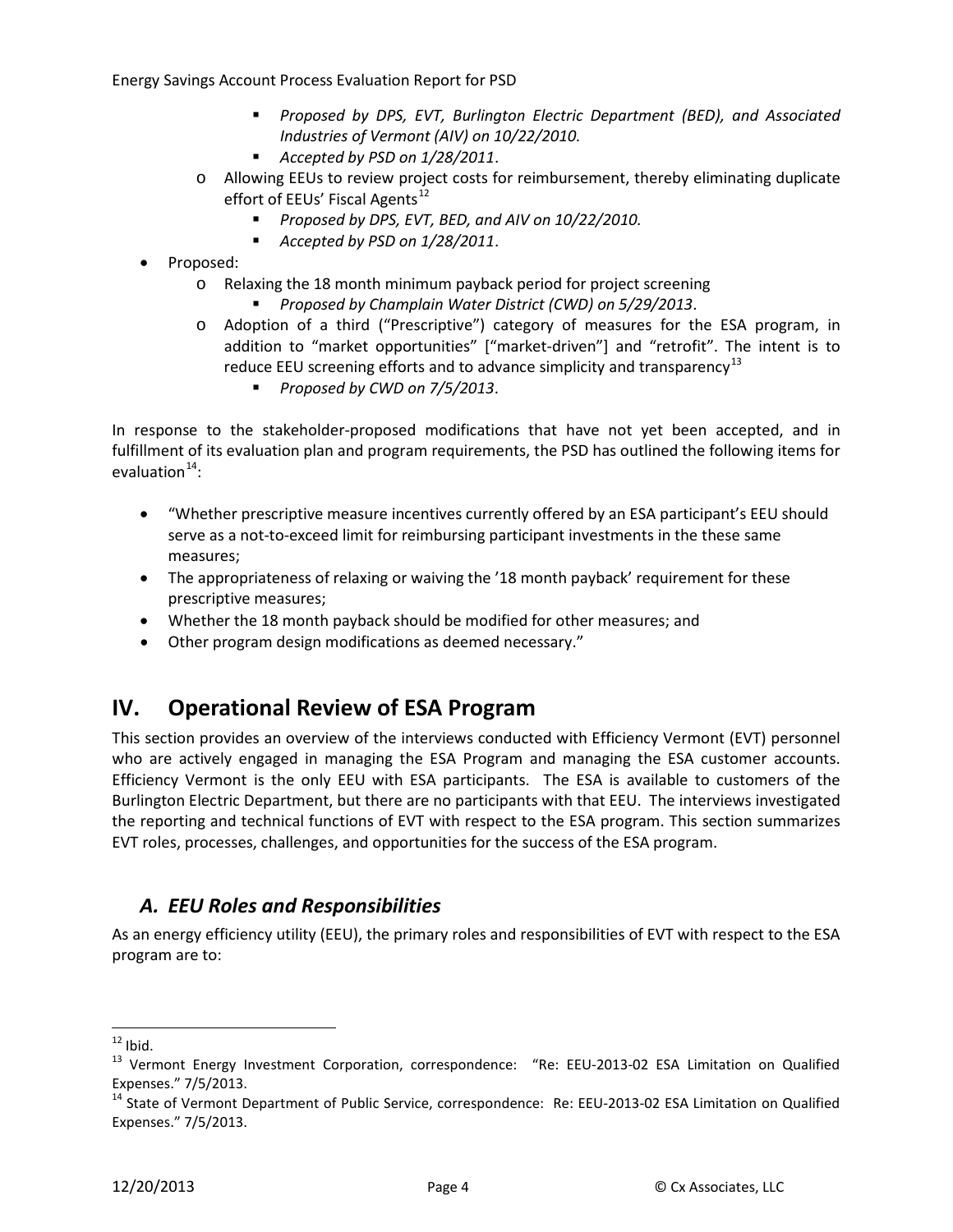- *Proposed by DPS, EVT, Burlington Electric Department (BED), and Associated Industries of Vermont (AIV) on 10/22/2010.*
  - *Accepted by PSD on 1/28/2011*.
- Allowing EEUs to review project costs for reimbursement, thereby eliminating duplicate effort of EEUs' Fiscal Agents[12]
  - *Proposed by DPS, EVT, BED, and AIV on 10/22/2010.*
  - *Accepted by PSD on 1/28/2011*.

- Proposed:
  - Relaxing the 18 month minimum payback period for project screening
    - *Proposed by Champlain Water District (CWD) on 5/29/2013*.
  - Adoption of a third ("Prescriptive") category of measures for the ESA program, in addition to "market opportunities" ["market-driven"] and "retrofit". The intent is to reduce EEU screening efforts and to advance simplicity and transparency[13]
    - *Proposed by CWD on 7/5/2013*.

In response to the stakeholder-proposed modifications that have not yet been accepted, and in fulfillment of its evaluation plan and program requirements, the PSD has outlined the following items for evaluation[14]:

- "Whether prescriptive measure incentives currently offered by an ESA participant's EEU should serve as a not-to-exceed limit for reimbursing participant investments in the these same measures;
- The appropriateness of relaxing or waiving the '18 month payback' requirement for these prescriptive measures;
- Whether the 18 month payback should be modified for other measures; and
- Other program design modifications as deemed necessary."

# IV. Operational Review of ESA Program

This section provides an overview of the interviews conducted with Efficiency Vermont (EVT) personnel who are actively engaged in managing the ESA Program and managing the ESA customer accounts. Efficiency Vermont is the only EEU with ESA participants. The ESA is available to customers of the Burlington Electric Department, but there are no participants with that EEU. The interviews investigated the reporting and technical functions of EVT with respect to the ESA program. This section summarizes EVT roles, processes, challenges, and opportunities for the success of the ESA program.

## *A. EEU Roles and Responsibilities*

As an energy efficiency utility (EEU), the primary roles and responsibilities of EVT with respect to the ESA program are to:

---

[12] Ibid.

[13] Vermont Energy Investment Corporation, correspondence: "Re: EEU-2013-02 ESA Limitation on Qualified Expenses." 7/5/2013.

[14] State of Vermont Department of Public Service, correspondence: Re: EEU-2013-02 ESA Limitation on Qualified Expenses." 7/5/2013.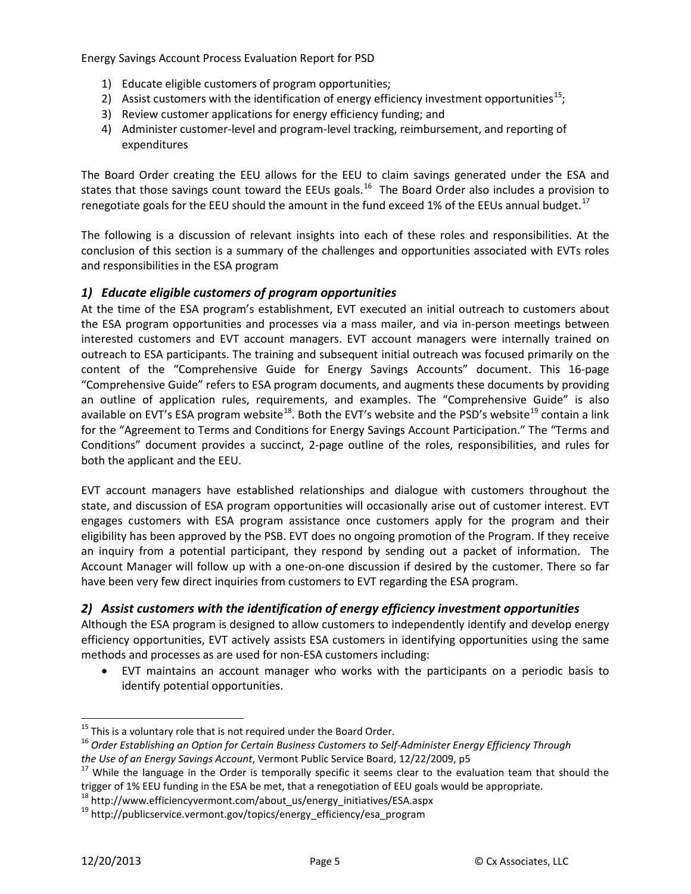1) Educate eligible customers of program opportunities;
2) Assist customers with the identification of energy efficiency investment opportunities[15];
3) Review customer applications for energy efficiency funding; and
4) Administer customer-level and program-level tracking, reimbursement, and reporting of expenditures

The Board Order creating the EEU allows for the EEU to claim savings generated under the ESA and states that those savings count toward the EEUs goals.[16] The Board Order also includes a provision to renegotiate goals for the EEU should the amount in the fund exceed 1% of the EEUs annual budget.[17]

The following is a discussion of relevant insights into each of these roles and responsibilities. At the conclusion of this section is a summary of the challenges and opportunities associated with EVTs roles and responsibilities in the ESA program

### *1) Educate eligible customers of program opportunities*

At the time of the ESA program's establishment, EVT executed an initial outreach to customers about the ESA program opportunities and processes via a mass mailer, and via in-person meetings between interested customers and EVT account managers. EVT account managers were internally trained on outreach to ESA participants. The training and subsequent initial outreach was focused primarily on the content of the "Comprehensive Guide for Energy Savings Accounts" document. This 16-page "Comprehensive Guide" refers to ESA program documents, and augments these documents by providing an outline of application rules, requirements, and examples. The "Comprehensive Guide" is also available on EVT's ESA program website[18]. Both the EVT's website and the PSD's website[19] contain a link for the "Agreement to Terms and Conditions for Energy Savings Account Participation." The "Terms and Conditions" document provides a succinct, 2-page outline of the roles, responsibilities, and rules for both the applicant and the EEU.

EVT account managers have established relationships and dialogue with customers throughout the state, and discussion of ESA program opportunities will occasionally arise out of customer interest. EVT engages customers with ESA program assistance once customers apply for the program and their eligibility has been approved by the PSB. EVT does no ongoing promotion of the Program. If they receive an inquiry from a potential participant, they respond by sending out a packet of information. The Account Manager will follow up with a one-on-one discussion if desired by the customer. There so far have been very few direct inquiries from customers to EVT regarding the ESA program.

### *2) Assist customers with the identification of energy efficiency investment opportunities*

Although the ESA program is designed to allow customers to independently identify and develop energy efficiency opportunities, EVT actively assists ESA customers in identifying opportunities using the same methods and processes as are used for non-ESA customers including:

- EVT maintains an account manager who works with the participants on a periodic basis to identify potential opportunities.

---

[15] This is a voluntary role that is not required under the Board Order.

[16] *Order Establishing an Option for Certain Business Customers to Self-Administer Energy Efficiency Through the Use of an Energy Savings Account*, Vermont Public Service Board, 12/22/2009, p5

[17] While the language in the Order is temporally specific it seems clear to the evaluation team that should the trigger of 1% EEU funding in the ESA be met, that a renegotiation of EEU goals would be appropriate.

[18] http://www.efficiencyvermont.com/about_us/energy_initiatives/ESA.aspx

[19] http://publicservice.vermont.gov/topics/energy_efficiency/esa_program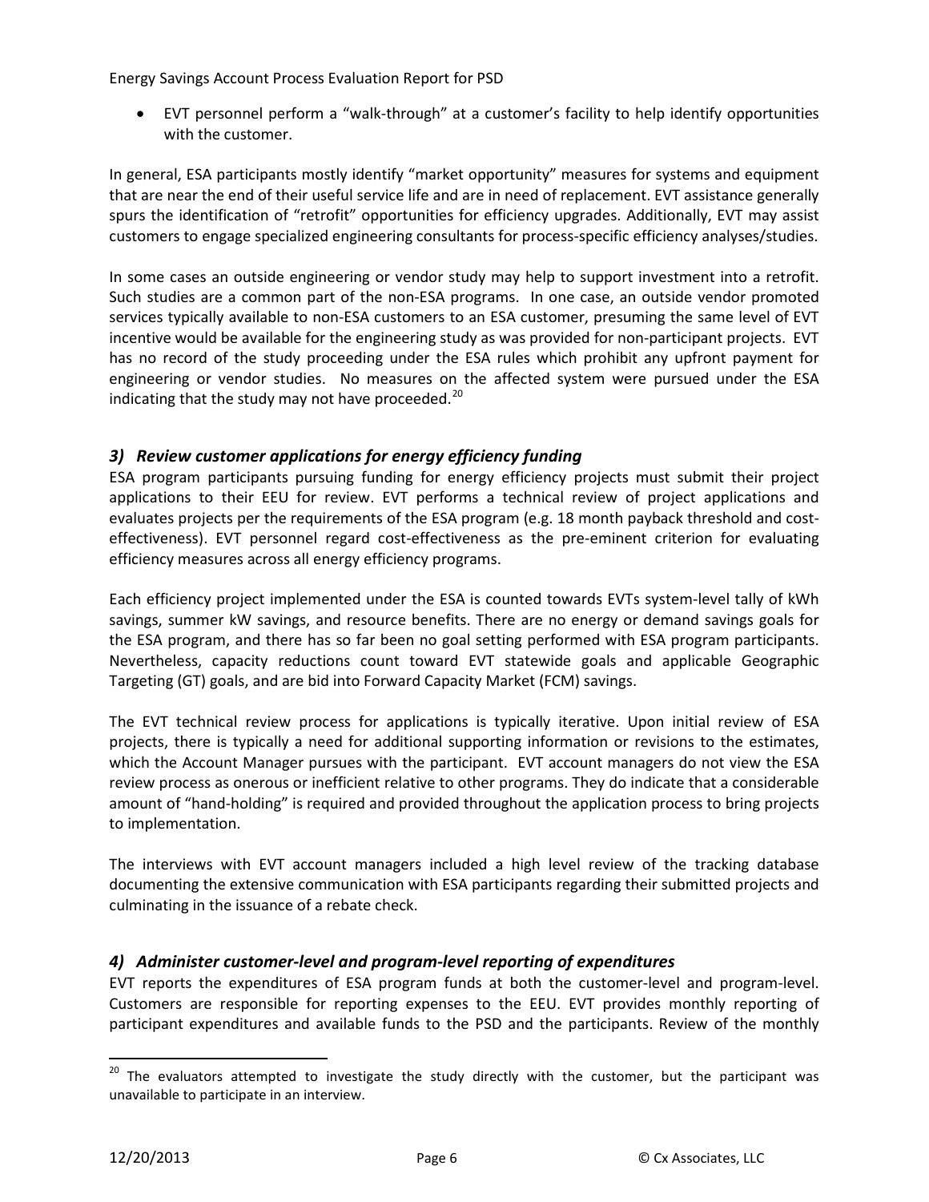- EVT personnel perform a "walk-through" at a customer's facility to help identify opportunities with the customer.

In general, ESA participants mostly identify "market opportunity" measures for systems and equipment that are near the end of their useful service life and are in need of replacement. EVT assistance generally spurs the identification of "retrofit" opportunities for efficiency upgrades. Additionally, EVT may assist customers to engage specialized engineering consultants for process-specific efficiency analyses/studies.

In some cases an outside engineering or vendor study may help to support investment into a retrofit. Such studies are a common part of the non-ESA programs. In one case, an outside vendor promoted services typically available to non-ESA customers to an ESA customer, presuming the same level of EVT incentive would be available for the engineering study as was provided for non-participant projects. EVT has no record of the study proceeding under the ESA rules which prohibit any upfront payment for engineering or vendor studies. No measures on the affected system were pursued under the ESA indicating that the study may not have proceeded.[20]

### *3) Review customer applications for energy efficiency funding*

ESA program participants pursuing funding for energy efficiency projects must submit their project applications to their EEU for review. EVT performs a technical review of project applications and evaluates projects per the requirements of the ESA program (e.g. 18 month payback threshold and cost-effectiveness). EVT personnel regard cost-effectiveness as the pre-eminent criterion for evaluating efficiency measures across all energy efficiency programs.

Each efficiency project implemented under the ESA is counted towards EVTs system-level tally of kWh savings, summer kW savings, and resource benefits. There are no energy or demand savings goals for the ESA program, and there has so far been no goal setting performed with ESA program participants. Nevertheless, capacity reductions count toward EVT statewide goals and applicable Geographic Targeting (GT) goals, and are bid into Forward Capacity Market (FCM) savings.

The EVT technical review process for applications is typically iterative. Upon initial review of ESA projects, there is typically a need for additional supporting information or revisions to the estimates, which the Account Manager pursues with the participant. EVT account managers do not view the ESA review process as onerous or inefficient relative to other programs. They do indicate that a considerable amount of "hand-holding" is required and provided throughout the application process to bring projects to implementation.

The interviews with EVT account managers included a high level review of the tracking database documenting the extensive communication with ESA participants regarding their submitted projects and culminating in the issuance of a rebate check.

### *4) Administer customer-level and program-level reporting of expenditures*

EVT reports the expenditures of ESA program funds at both the customer-level and program-level. Customers are responsible for reporting expenses to the EEU. EVT provides monthly reporting of participant expenditures and available funds to the PSD and the participants. Review of the monthly

---

[20] The evaluators attempted to investigate the study directly with the customer, but the participant was unavailable to participate in an interview.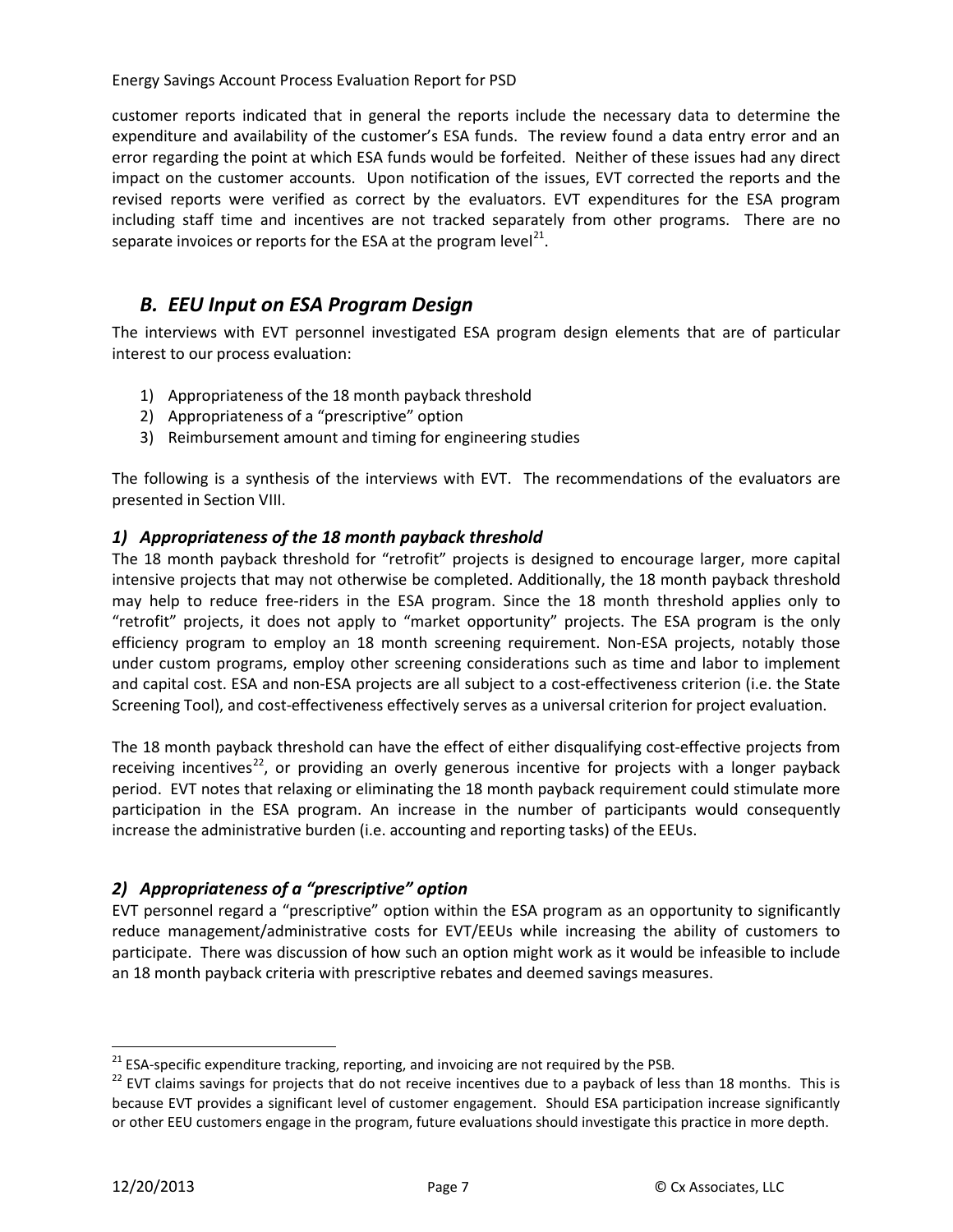customer reports indicated that in general the reports include the necessary data to determine the expenditure and availability of the customer's ESA funds. The review found a data entry error and an error regarding the point at which ESA funds would be forfeited. Neither of these issues had any direct impact on the customer accounts. Upon notification of the issues, EVT corrected the reports and the revised reports were verified as correct by the evaluators. EVT expenditures for the ESA program including staff time and incentives are not tracked separately from other programs. There are no separate invoices or reports for the ESA at the program level[21].

## *B. EEU Input on ESA Program Design*

The interviews with EVT personnel investigated ESA program design elements that are of particular interest to our process evaluation:

1) Appropriateness of the 18 month payback threshold
2) Appropriateness of a "prescriptive" option
3) Reimbursement amount and timing for engineering studies

The following is a synthesis of the interviews with EVT. The recommendations of the evaluators are presented in Section VIII.

### *1) Appropriateness of the 18 month payback threshold*

The 18 month payback threshold for "retrofit" projects is designed to encourage larger, more capital intensive projects that may not otherwise be completed. Additionally, the 18 month payback threshold may help to reduce free-riders in the ESA program. Since the 18 month threshold applies only to "retrofit" projects, it does not apply to "market opportunity" projects. The ESA program is the only efficiency program to employ an 18 month screening requirement. Non-ESA projects, notably those under custom programs, employ other screening considerations such as time and labor to implement and capital cost. ESA and non-ESA projects are all subject to a cost-effectiveness criterion (i.e. the State Screening Tool), and cost-effectiveness effectively serves as a universal criterion for project evaluation.

The 18 month payback threshold can have the effect of either disqualifying cost-effective projects from receiving incentives[22], or providing an overly generous incentive for projects with a longer payback period. EVT notes that relaxing or eliminating the 18 month payback requirement could stimulate more participation in the ESA program. An increase in the number of participants would consequently increase the administrative burden (i.e. accounting and reporting tasks) of the EEUs.

### *2) Appropriateness of a "prescriptive" option*

EVT personnel regard a "prescriptive" option within the ESA program as an opportunity to significantly reduce management/administrative costs for EVT/EEUs while increasing the ability of customers to participate. There was discussion of how such an option might work as it would be infeasible to include an 18 month payback criteria with prescriptive rebates and deemed savings measures.

---

[21] ESA-specific expenditure tracking, reporting, and invoicing are not required by the PSB.

[22] EVT claims savings for projects that do not receive incentives due to a payback of less than 18 months. This is because EVT provides a significant level of customer engagement. Should ESA participation increase significantly or other EEU customers engage in the program, future evaluations should investigate this practice in more depth.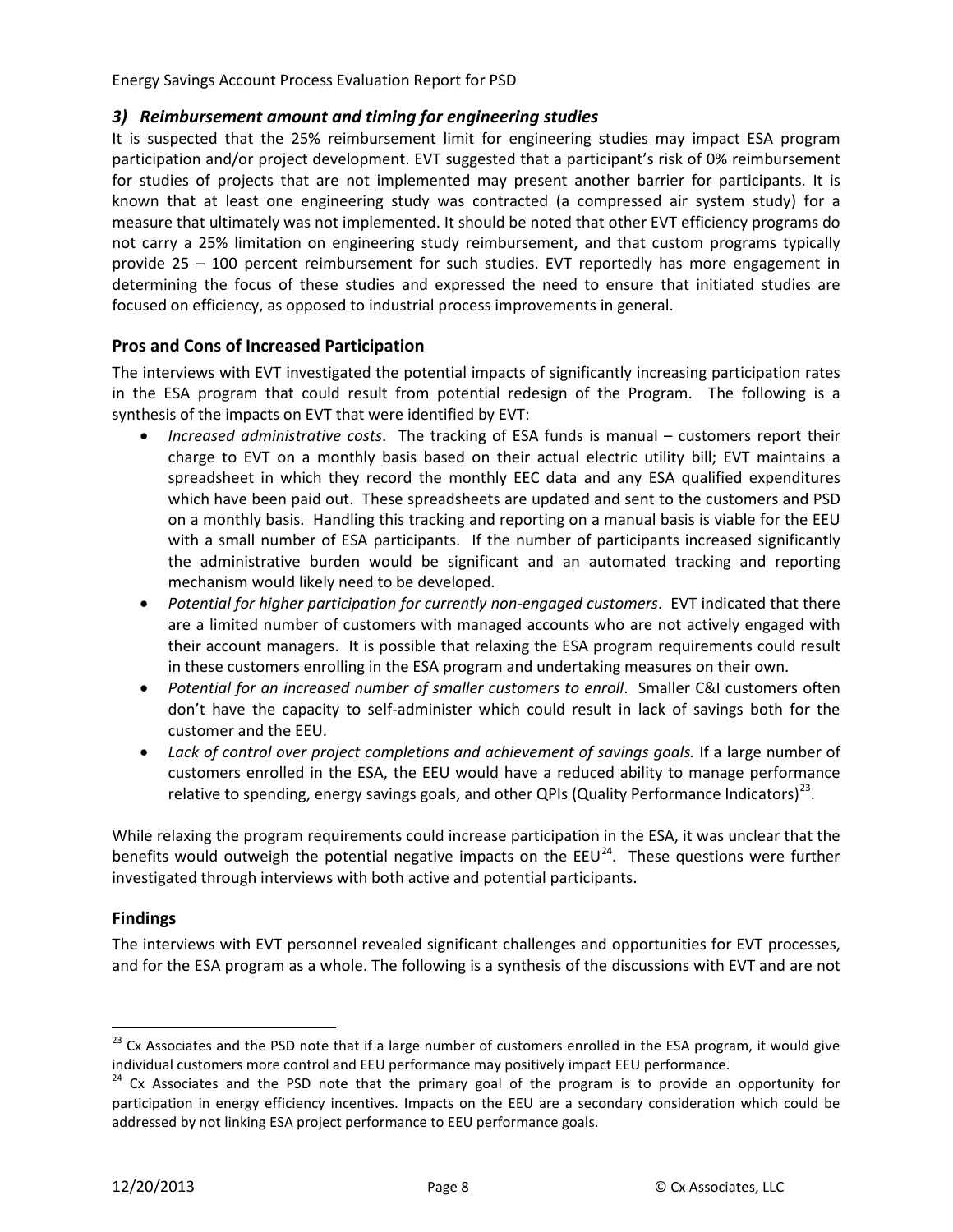### *3) Reimbursement amount and timing for engineering studies*

It is suspected that the 25% reimbursement limit for engineering studies may impact ESA program participation and/or project development. EVT suggested that a participant's risk of 0% reimbursement for studies of projects that are not implemented may present another barrier for participants. It is known that at least one engineering study was contracted (a compressed air system study) for a measure that ultimately was not implemented. It should be noted that other EVT efficiency programs do not carry a 25% limitation on engineering study reimbursement, and that custom programs typically provide 25 – 100 percent reimbursement for such studies. EVT reportedly has more engagement in determining the focus of these studies and expressed the need to ensure that initiated studies are focused on efficiency, as opposed to industrial process improvements in general.

## Pros and Cons of Increased Participation

The interviews with EVT investigated the potential impacts of significantly increasing participation rates in the ESA program that could result from potential redesign of the Program. The following is a synthesis of the impacts on EVT that were identified by EVT:

- *Increased administrative costs*. The tracking of ESA funds is manual – customers report their charge to EVT on a monthly basis based on their actual electric utility bill; EVT maintains a spreadsheet in which they record the monthly EEC data and any ESA qualified expenditures which have been paid out. These spreadsheets are updated and sent to the customers and PSD on a monthly basis. Handling this tracking and reporting on a manual basis is viable for the EEU with a small number of ESA participants. If the number of participants increased significantly the administrative burden would be significant and an automated tracking and reporting mechanism would likely need to be developed.
- *Potential for higher participation for currently non-engaged customers*. EVT indicated that there are a limited number of customers with managed accounts who are not actively engaged with their account managers. It is possible that relaxing the ESA program requirements could result in these customers enrolling in the ESA program and undertaking measures on their own.
- *Potential for an increased number of smaller customers to enroll*. Smaller C&I customers often don't have the capacity to self-administer which could result in lack of savings both for the customer and the EEU.
- *Lack of control over project completions and achievement of savings goals.* If a large number of customers enrolled in the ESA, the EEU would have a reduced ability to manage performance relative to spending, energy savings goals, and other QPIs (Quality Performance Indicators)[23].

While relaxing the program requirements could increase participation in the ESA, it was unclear that the benefits would outweigh the potential negative impacts on the EEU[24]. These questions were further investigated through interviews with both active and potential participants.

## Findings

The interviews with EVT personnel revealed significant challenges and opportunities for EVT processes, and for the ESA program as a whole. The following is a synthesis of the discussions with EVT and are not

---

[23] Cx Associates and the PSD note that if a large number of customers enrolled in the ESA program, it would give individual customers more control and EEU performance may positively impact EEU performance.

[24] Cx Associates and the PSD note that the primary goal of the program is to provide an opportunity for participation in energy efficiency incentives. Impacts on the EEU are a secondary consideration which could be addressed by not linking ESA project performance to EEU performance goals.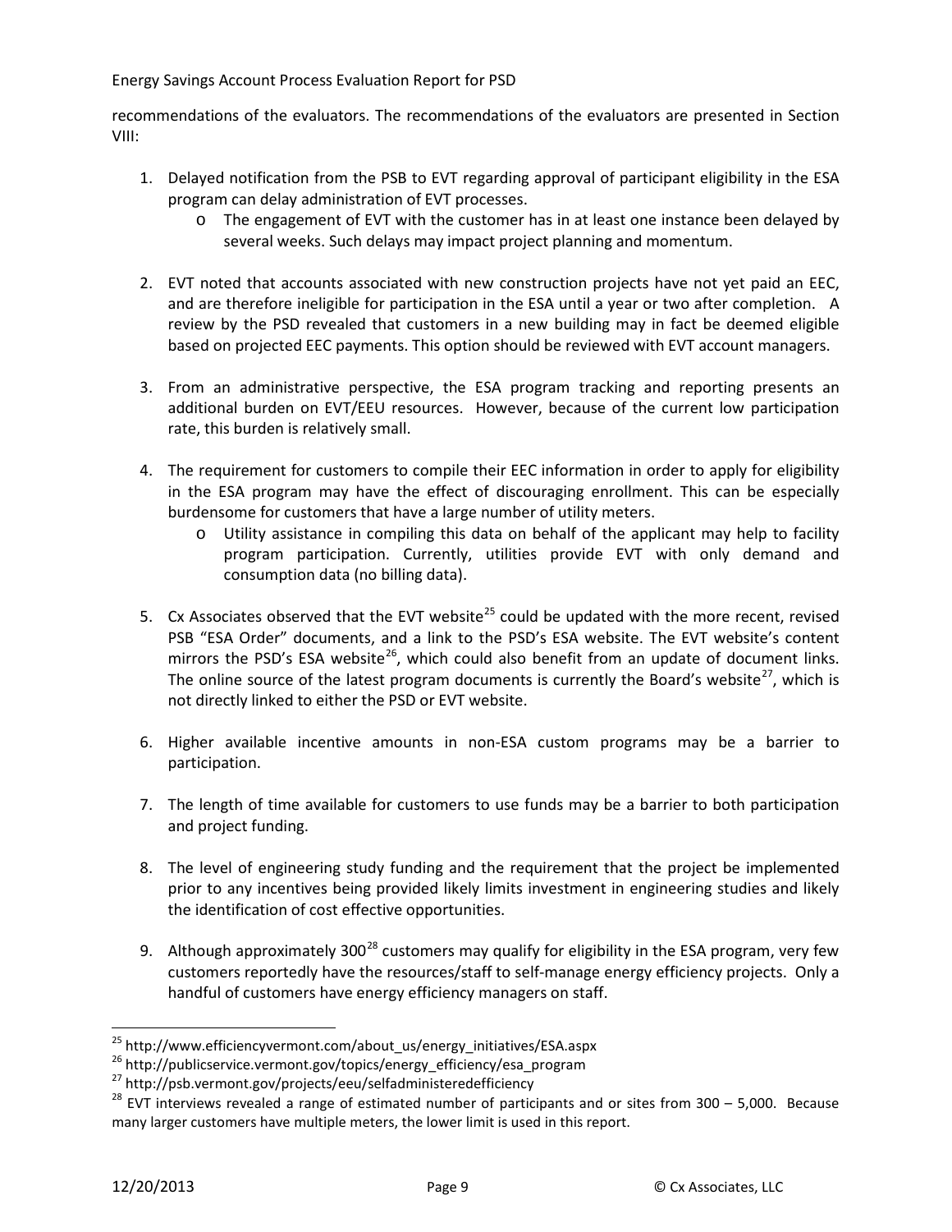recommendations of the evaluators. The recommendations of the evaluators are presented in Section VIII:

1. Delayed notification from the PSB to EVT regarding approval of participant eligibility in the ESA program can delay administration of EVT processes.
   - The engagement of EVT with the customer has in at least one instance been delayed by several weeks. Such delays may impact project planning and momentum.

2. EVT noted that accounts associated with new construction projects have not yet paid an EEC, and are therefore ineligible for participation in the ESA until a year or two after completion. A review by the PSD revealed that customers in a new building may in fact be deemed eligible based on projected EEC payments. This option should be reviewed with EVT account managers.

3. From an administrative perspective, the ESA program tracking and reporting presents an additional burden on EVT/EEU resources. However, because of the current low participation rate, this burden is relatively small.

4. The requirement for customers to compile their EEC information in order to apply for eligibility in the ESA program may have the effect of discouraging enrollment. This can be especially burdensome for customers that have a large number of utility meters.
   - Utility assistance in compiling this data on behalf of the applicant may help to facility program participation. Currently, utilities provide EVT with only demand and consumption data (no billing data).

5. Cx Associates observed that the EVT website[25] could be updated with the more recent, revised PSB "ESA Order" documents, and a link to the PSD's ESA website. The EVT website's content mirrors the PSD's ESA website[26], which could also benefit from an update of document links. The online source of the latest program documents is currently the Board's website[27], which is not directly linked to either the PSD or EVT website.

6. Higher available incentive amounts in non-ESA custom programs may be a barrier to participation.

7. The length of time available for customers to use funds may be a barrier to both participation and project funding.

8. The level of engineering study funding and the requirement that the project be implemented prior to any incentives being provided likely limits investment in engineering studies and likely the identification of cost effective opportunities.

9. Although approximately 300[28] customers may qualify for eligibility in the ESA program, very few customers reportedly have the resources/staff to self-manage energy efficiency projects. Only a handful of customers have energy efficiency managers on staff.

---

[25] http://www.efficiencyvermont.com/about_us/energy_initiatives/ESA.aspx

[26] http://publicservice.vermont.gov/topics/energy_efficiency/esa_program

[27] http://psb.vermont.gov/projects/eeu/selfadministeredefficiency

[28] EVT interviews revealed a range of estimated number of participants and or sites from 300 – 5,000. Because many larger customers have multiple meters, the lower limit is used in this report.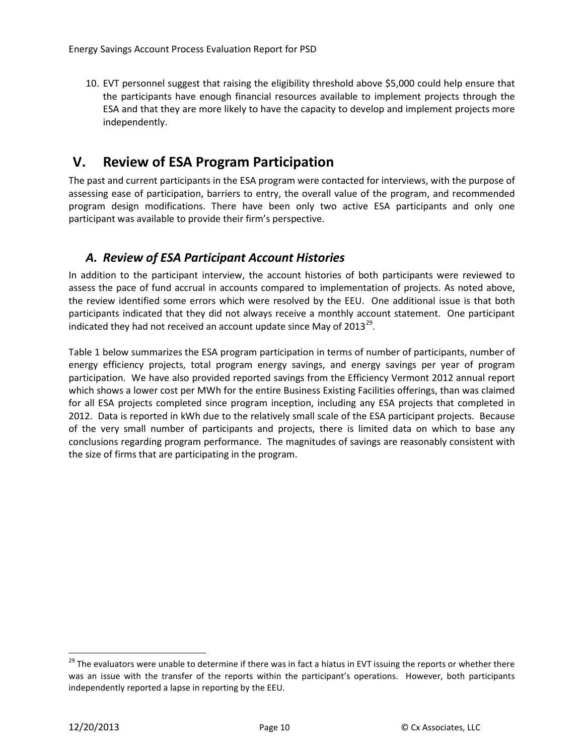10. EVT personnel suggest that raising the eligibility threshold above $5,000 could help ensure that the participants have enough financial resources available to implement projects through the ESA and that they are more likely to have the capacity to develop and implement projects more independently.

# V. Review of ESA Program Participation

The past and current participants in the ESA program were contacted for interviews, with the purpose of assessing ease of participation, barriers to entry, the overall value of the program, and recommended program design modifications. There have been only two active ESA participants and only one participant was available to provide their firm's perspective.

## *A. Review of ESA Participant Account Histories*

In addition to the participant interview, the account histories of both participants were reviewed to assess the pace of fund accrual in accounts compared to implementation of projects. As noted above, the review identified some errors which were resolved by the EEU. One additional issue is that both participants indicated that they did not always receive a monthly account statement. One participant indicated they had not received an account update since May of 2013[29].

Table 1 below summarizes the ESA program participation in terms of number of participants, number of energy efficiency projects, total program energy savings, and energy savings per year of program participation. We have also provided reported savings from the Efficiency Vermont 2012 annual report which shows a lower cost per MWh for the entire Business Existing Facilities offerings, than was claimed for all ESA projects completed since program inception, including any ESA projects that completed in 2012. Data is reported in kWh due to the relatively small scale of the ESA participant projects. Because of the very small number of participants and projects, there is limited data on which to base any conclusions regarding program performance. The magnitudes of savings are reasonably consistent with the size of firms that are participating in the program.

---

[29] The evaluators were unable to determine if there was in fact a hiatus in EVT issuing the reports or whether there was an issue with the transfer of the reports within the participant's operations. However, both participants independently reported a lapse in reporting by the EEU.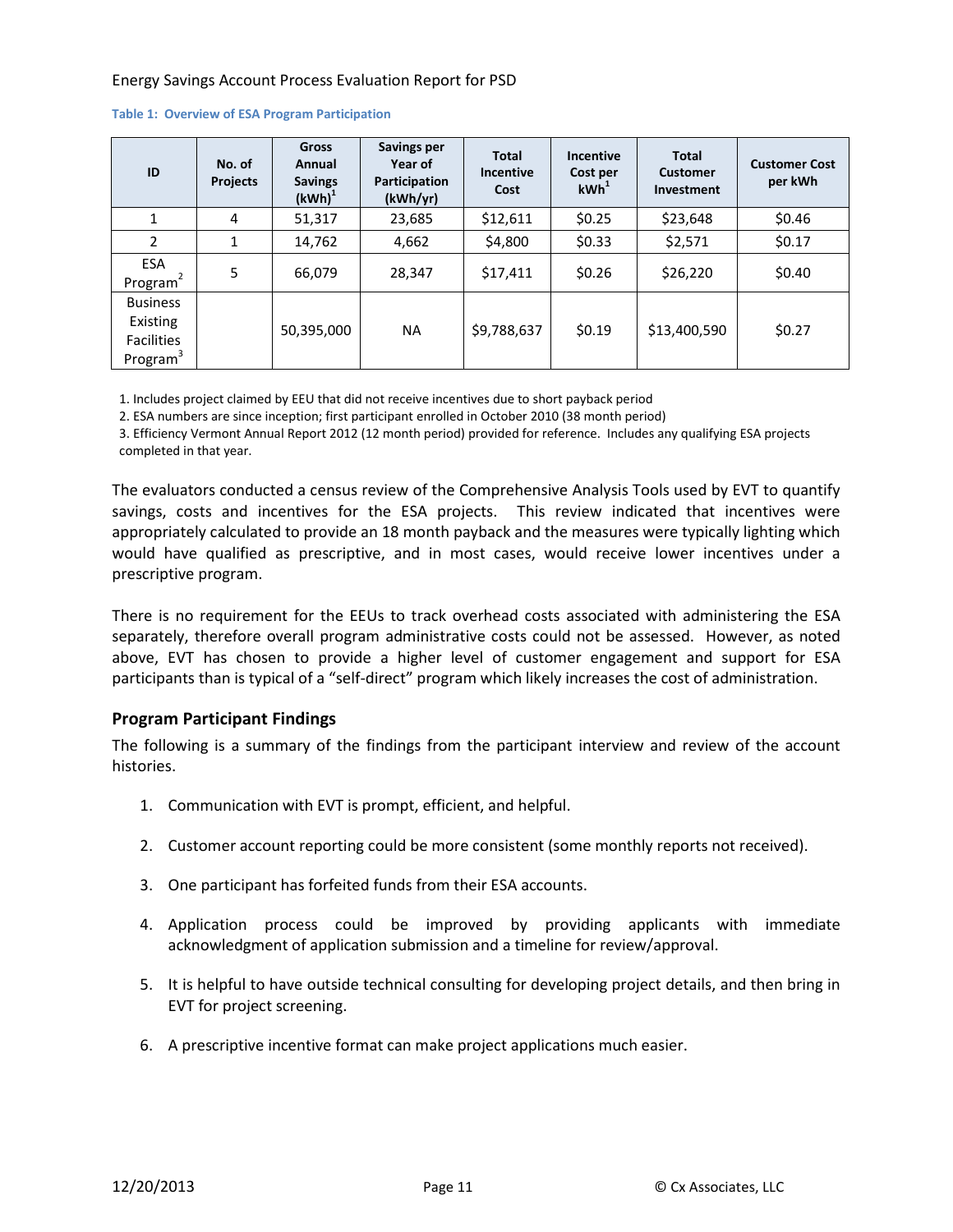**Table 1: Overview of ESA Program Participation**

| ID | No. of Projects | Gross Annual Savings (kWh)[1] | Savings per Year of Participation (kWh/yr) | Total Incentive Cost | Incentive Cost per kWh[1] | Total Customer Investment | Customer Cost per kWh |
|---|---|---|---|---|---|---|---|
| 1 | 4 | 51,317 | 23,685 | $12,611 | $0.25 | $23,648 | $0.46 |
| 2 | 1 | 14,762 | 4,662 | $4,800 | $0.33 | $2,571 | $0.17 |
| ESA Program[2] | 5 | 66,079 | 28,347 | $17,411 | $0.26 | $26,220 | $0.40 |
| Business Existing Facilities Program[3] | | 50,395,000 | NA | $9,788,637 | $0.19 | $13,400,590 | $0.27 |

1. Includes project claimed by EEU that did not receive incentives due to short payback period
2. ESA numbers are since inception; first participant enrolled in October 2010 (38 month period)
3. Efficiency Vermont Annual Report 2012 (12 month period) provided for reference. Includes any qualifying ESA projects completed in that year.

The evaluators conducted a census review of the Comprehensive Analysis Tools used by EVT to quantify savings, costs and incentives for the ESA projects. This review indicated that incentives were appropriately calculated to provide an 18 month payback and the measures were typically lighting which would have qualified as prescriptive, and in most cases, would receive lower incentives under a prescriptive program.

There is no requirement for the EEUs to track overhead costs associated with administering the ESA separately, therefore overall program administrative costs could not be assessed. However, as noted above, EVT has chosen to provide a higher level of customer engagement and support for ESA participants than is typical of a "self-direct" program which likely increases the cost of administration.

### Program Participant Findings

The following is a summary of the findings from the participant interview and review of the account histories.

1. Communication with EVT is prompt, efficient, and helpful.
2. Customer account reporting could be more consistent (some monthly reports not received).
3. One participant has forfeited funds from their ESA accounts.
4. Application process could be improved by providing applicants with immediate acknowledgment of application submission and a timeline for review/approval.
5. It is helpful to have outside technical consulting for developing project details, and then bring in EVT for project screening.
6. A prescriptive incentive format can make project applications much easier.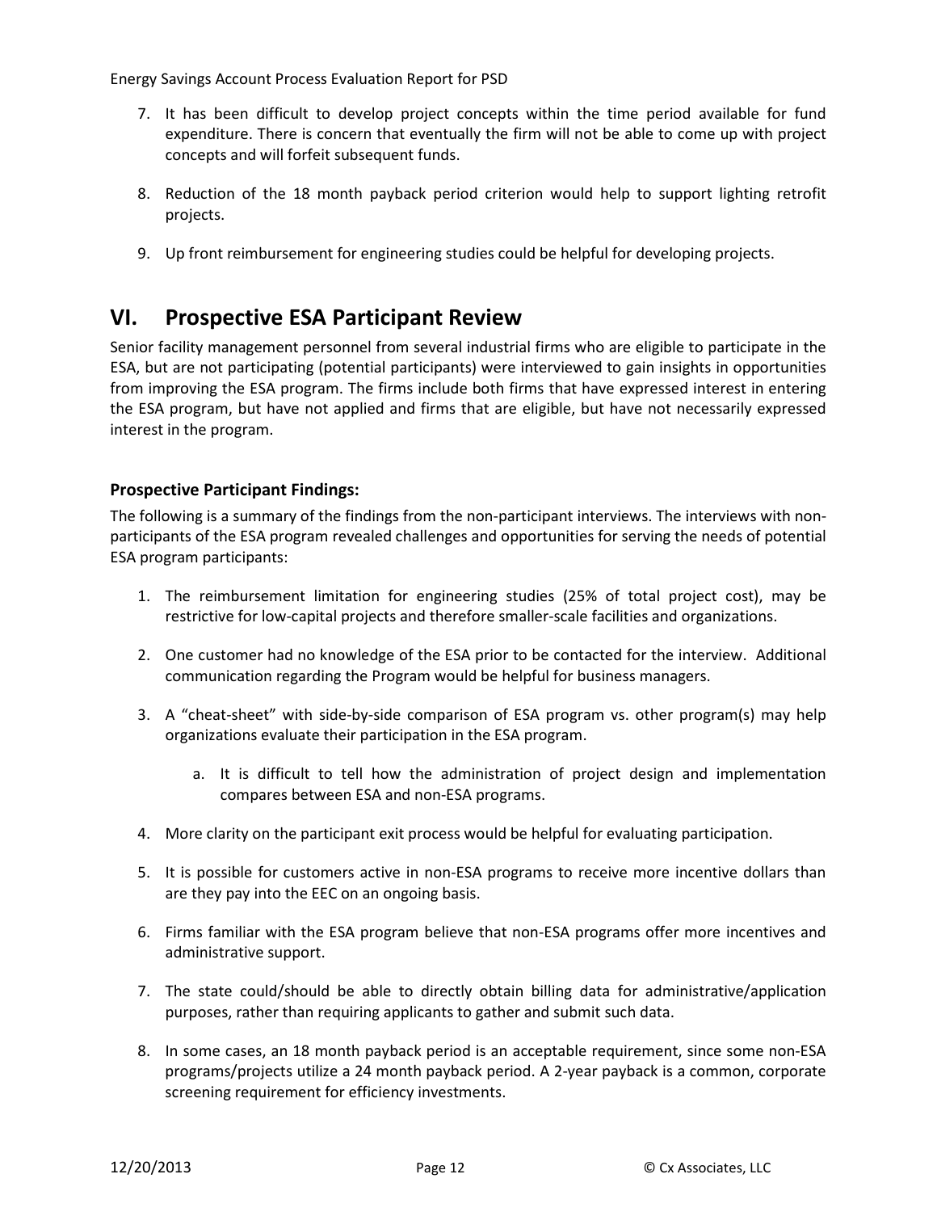7. It has been difficult to develop project concepts within the time period available for fund expenditure. There is concern that eventually the firm will not be able to come up with project concepts and will forfeit subsequent funds.

8. Reduction of the 18 month payback period criterion would help to support lighting retrofit projects.

9. Up front reimbursement for engineering studies could be helpful for developing projects.

## VI. Prospective ESA Participant Review

Senior facility management personnel from several industrial firms who are eligible to participate in the ESA, but are not participating (potential participants) were interviewed to gain insights in opportunities from improving the ESA program. The firms include both firms that have expressed interest in entering the ESA program, but have not applied and firms that are eligible, but have not necessarily expressed interest in the program.

### Prospective Participant Findings:

The following is a summary of the findings from the non-participant interviews. The interviews with non-participants of the ESA program revealed challenges and opportunities for serving the needs of potential ESA program participants:

1. The reimbursement limitation for engineering studies (25% of total project cost), may be restrictive for low-capital projects and therefore smaller-scale facilities and organizations.

2. One customer had no knowledge of the ESA prior to be contacted for the interview. Additional communication regarding the Program would be helpful for business managers.

3. A "cheat-sheet" with side-by-side comparison of ESA program vs. other program(s) may help organizations evaluate their participation in the ESA program.

    a. It is difficult to tell how the administration of project design and implementation compares between ESA and non-ESA programs.

4. More clarity on the participant exit process would be helpful for evaluating participation.

5. It is possible for customers active in non-ESA programs to receive more incentive dollars than are they pay into the EEC on an ongoing basis.

6. Firms familiar with the ESA program believe that non-ESA programs offer more incentives and administrative support.

7. The state could/should be able to directly obtain billing data for administrative/application purposes, rather than requiring applicants to gather and submit such data.

8. In some cases, an 18 month payback period is an acceptable requirement, since some non-ESA programs/projects utilize a 24 month payback period. A 2-year payback is a common, corporate screening requirement for efficiency investments.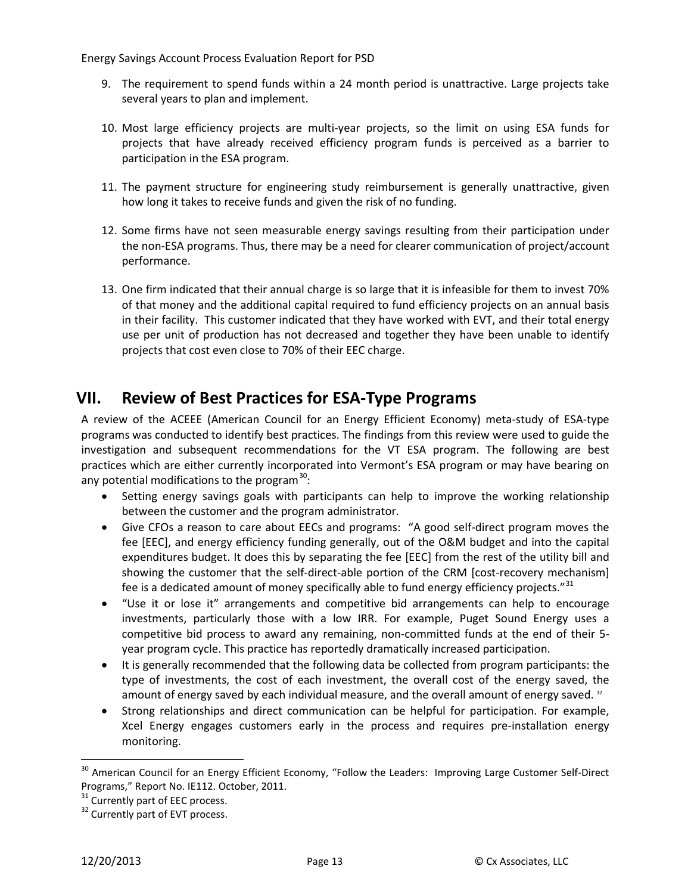9. The requirement to spend funds within a 24 month period is unattractive. Large projects take several years to plan and implement.

10. Most large efficiency projects are multi-year projects, so the limit on using ESA funds for projects that have already received efficiency program funds is perceived as a barrier to participation in the ESA program.

11. The payment structure for engineering study reimbursement is generally unattractive, given how long it takes to receive funds and given the risk of no funding.

12. Some firms have not seen measurable energy savings resulting from their participation under the non-ESA programs. Thus, there may be a need for clearer communication of project/account performance.

13. One firm indicated that their annual charge is so large that it is infeasible for them to invest 70% of that money and the additional capital required to fund efficiency projects on an annual basis in their facility. This customer indicated that they have worked with EVT, and their total energy use per unit of production has not decreased and together they have been unable to identify projects that cost even close to 70% of their EEC charge.

# VII. Review of Best Practices for ESA-Type Programs

A review of the ACEEE (American Council for an Energy Efficient Economy) meta-study of ESA-type programs was conducted to identify best practices. The findings from this review were used to guide the investigation and subsequent recommendations for the VT ESA program. The following are best practices which are either currently incorporated into Vermont's ESA program or may have bearing on any potential modifications to the program[30]:

- Setting energy savings goals with participants can help to improve the working relationship between the customer and the program administrator.
- Give CFOs a reason to care about EECs and programs: "A good self-direct program moves the fee [EEC], and energy efficiency funding generally, out of the O&M budget and into the capital expenditures budget. It does this by separating the fee [EEC] from the rest of the utility bill and showing the customer that the self-direct-able portion of the CRM [cost-recovery mechanism] fee is a dedicated amount of money specifically able to fund energy efficiency projects."[31]
- "Use it or lose it" arrangements and competitive bid arrangements can help to encourage investments, particularly those with a low IRR. For example, Puget Sound Energy uses a competitive bid process to award any remaining, non-committed funds at the end of their 5-year program cycle. This practice has reportedly dramatically increased participation.
- It is generally recommended that the following data be collected from program participants: the type of investments, the cost of each investment, the overall cost of the energy saved, the amount of energy saved by each individual measure, and the overall amount of energy saved. [32]
- Strong relationships and direct communication can be helpful for participation. For example, Xcel Energy engages customers early in the process and requires pre-installation energy monitoring.

---

[30] American Council for an Energy Efficient Economy, "Follow the Leaders: Improving Large Customer Self-Direct Programs," Report No. IE112. October, 2011.

[31] Currently part of EEC process.

[32] Currently part of EVT process.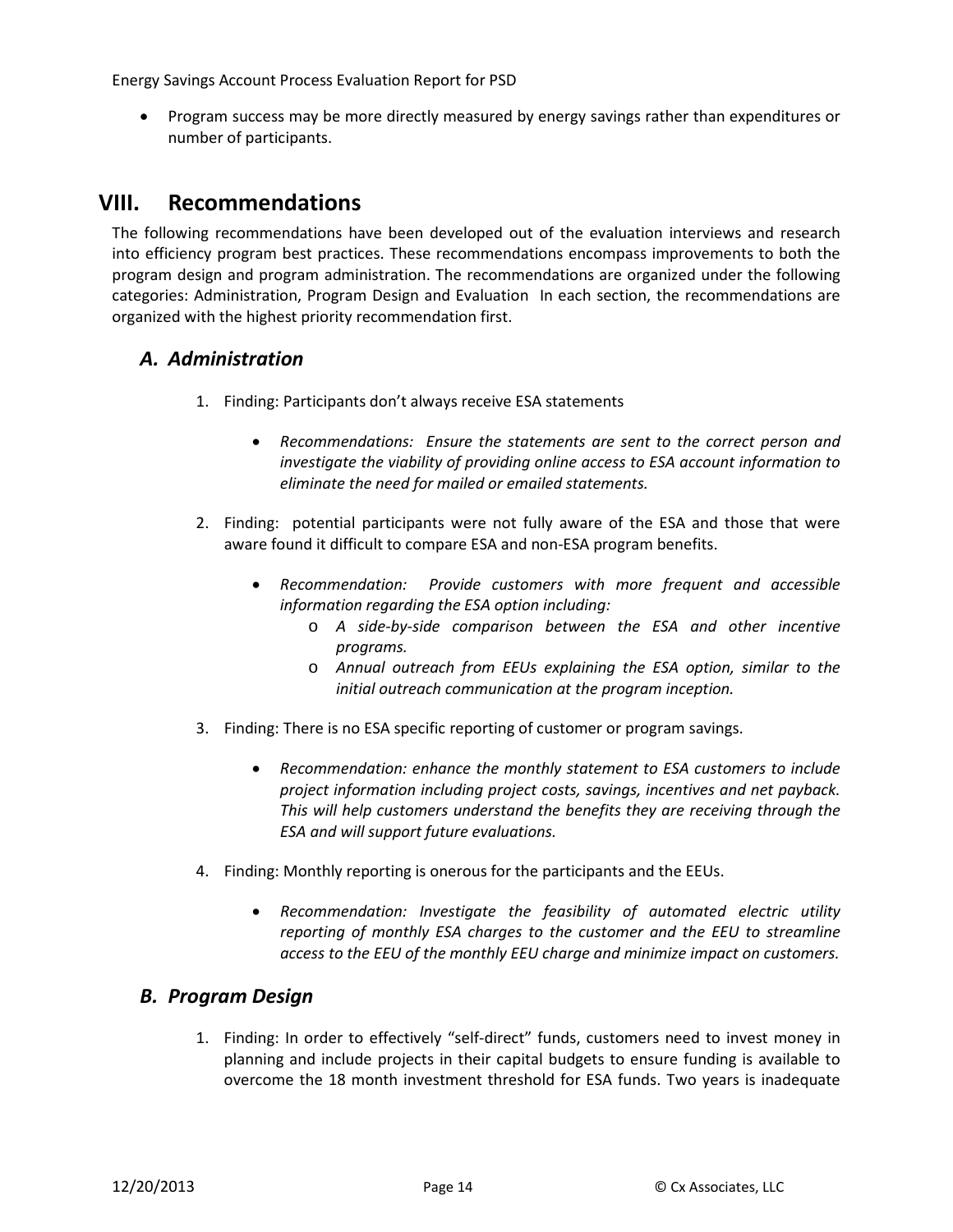- Program success may be more directly measured by energy savings rather than expenditures or number of participants.

## VIII. Recommendations

The following recommendations have been developed out of the evaluation interviews and research into efficiency program best practices. These recommendations encompass improvements to both the program design and program administration. The recommendations are organized under the following categories: Administration, Program Design and Evaluation In each section, the recommendations are organized with the highest priority recommendation first.

### A. Administration

1. Finding: Participants don't always receive ESA statements

   - *Recommendations: Ensure the statements are sent to the correct person and investigate the viability of providing online access to ESA account information to eliminate the need for mailed or emailed statements.*

2. Finding: potential participants were not fully aware of the ESA and those that were aware found it difficult to compare ESA and non-ESA program benefits.

   - *Recommendation: Provide customers with more frequent and accessible information regarding the ESA option including:*
     - *A side-by-side comparison between the ESA and other incentive programs.*
     - *Annual outreach from EEUs explaining the ESA option, similar to the initial outreach communication at the program inception.*

3. Finding: There is no ESA specific reporting of customer or program savings.

   - *Recommendation: enhance the monthly statement to ESA customers to include project information including project costs, savings, incentives and net payback. This will help customers understand the benefits they are receiving through the ESA and will support future evaluations.*

4. Finding: Monthly reporting is onerous for the participants and the EEUs.

   - *Recommendation: Investigate the feasibility of automated electric utility reporting of monthly ESA charges to the customer and the EEU to streamline access to the EEU of the monthly EEU charge and minimize impact on customers.*

### B. Program Design

1. Finding: In order to effectively "self-direct" funds, customers need to invest money in planning and include projects in their capital budgets to ensure funding is available to overcome the 18 month investment threshold for ESA funds. Two years is inadequate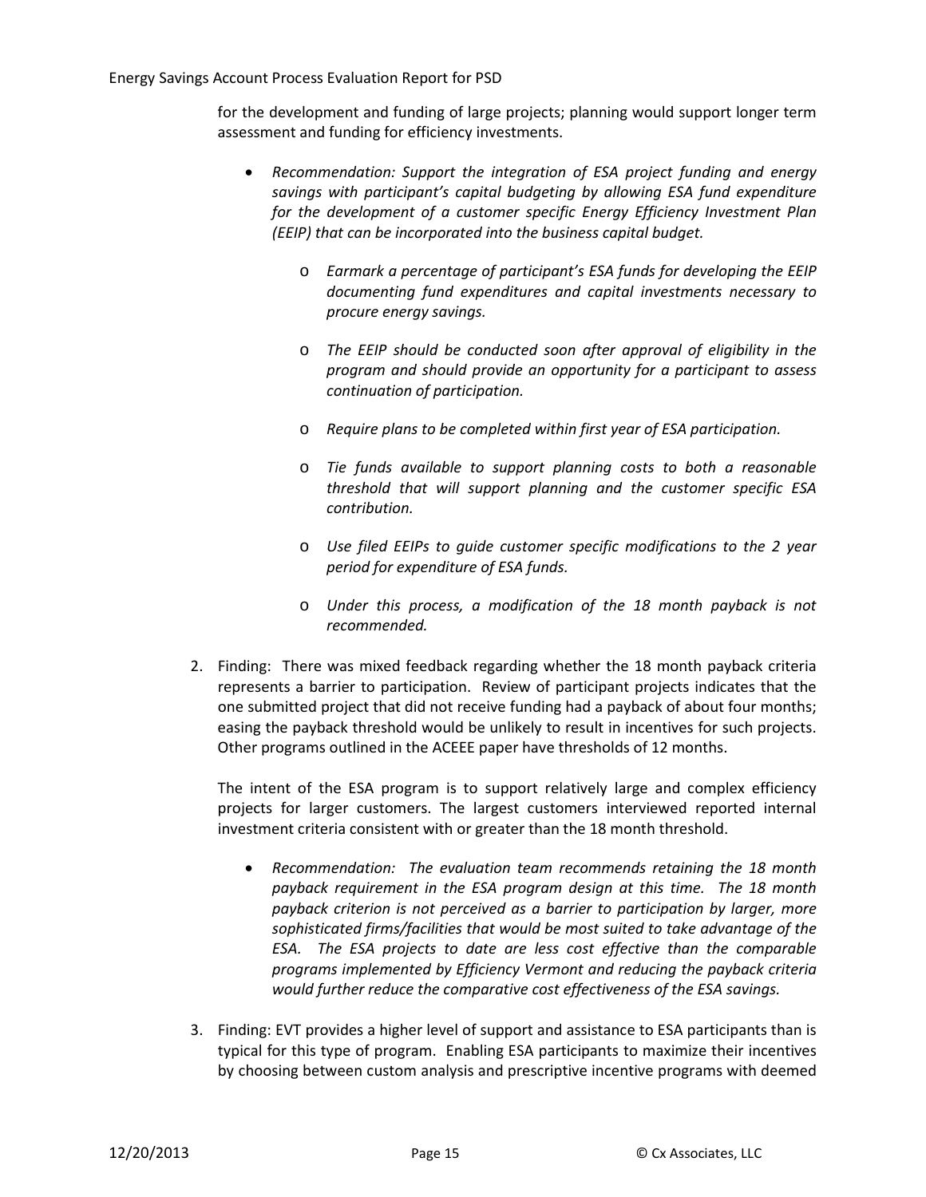for the development and funding of large projects; planning would support longer term assessment and funding for efficiency investments.

- *Recommendation: Support the integration of ESA project funding and energy savings with participant's capital budgeting by allowing ESA fund expenditure for the development of a customer specific Energy Efficiency Investment Plan (EEIP) that can be incorporated into the business capital budget.*
    - *Earmark a percentage of participant's ESA funds for developing the EEIP documenting fund expenditures and capital investments necessary to procure energy savings.*
    - *The EEIP should be conducted soon after approval of eligibility in the program and should provide an opportunity for a participant to assess continuation of participation.*
    - *Require plans to be completed within first year of ESA participation.*
    - *Tie funds available to support planning costs to both a reasonable threshold that will support planning and the customer specific ESA contribution.*
    - *Use filed EEIPs to guide customer specific modifications to the 2 year period for expenditure of ESA funds.*
    - *Under this process, a modification of the 18 month payback is not recommended.*

2. Finding: There was mixed feedback regarding whether the 18 month payback criteria represents a barrier to participation. Review of participant projects indicates that the one submitted project that did not receive funding had a payback of about four months; easing the payback threshold would be unlikely to result in incentives for such projects. Other programs outlined in the ACEEE paper have thresholds of 12 months.

   The intent of the ESA program is to support relatively large and complex efficiency projects for larger customers. The largest customers interviewed reported internal investment criteria consistent with or greater than the 18 month threshold.

   - *Recommendation: The evaluation team recommends retaining the 18 month payback requirement in the ESA program design at this time. The 18 month payback criterion is not perceived as a barrier to participation by larger, more sophisticated firms/facilities that would be most suited to take advantage of the ESA. The ESA projects to date are less cost effective than the comparable programs implemented by Efficiency Vermont and reducing the payback criteria would further reduce the comparative cost effectiveness of the ESA savings.*

3. Finding: EVT provides a higher level of support and assistance to ESA participants than is typical for this type of program. Enabling ESA participants to maximize their incentives by choosing between custom analysis and prescriptive incentive programs with deemed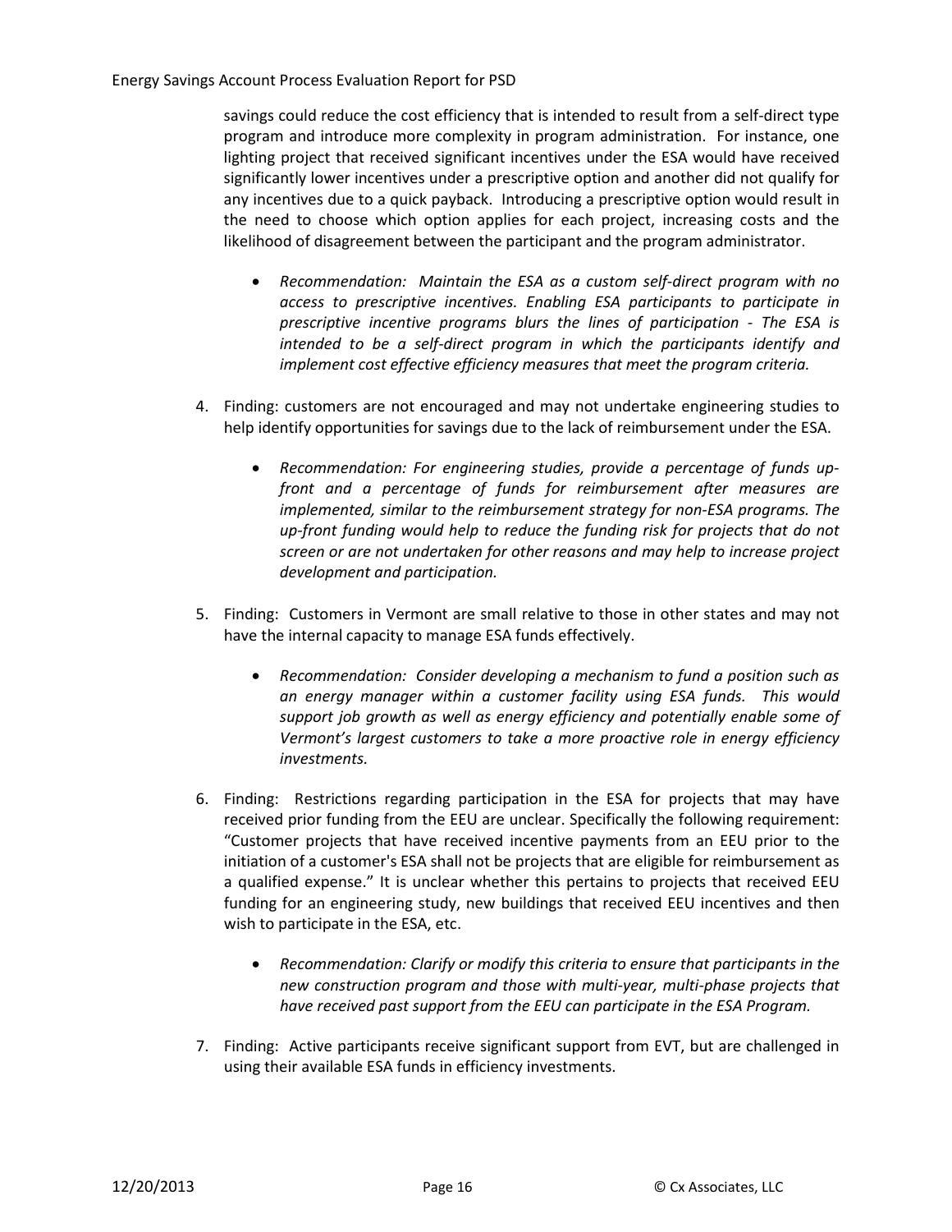savings could reduce the cost efficiency that is intended to result from a self-direct type program and introduce more complexity in program administration. For instance, one lighting project that received significant incentives under the ESA would have received significantly lower incentives under a prescriptive option and another did not qualify for any incentives due to a quick payback. Introducing a prescriptive option would result in the need to choose which option applies for each project, increasing costs and the likelihood of disagreement between the participant and the program administrator.

- *Recommendation: Maintain the ESA as a custom self-direct program with no access to prescriptive incentives. Enabling ESA participants to participate in prescriptive incentive programs blurs the lines of participation - The ESA is intended to be a self-direct program in which the participants identify and implement cost effective efficiency measures that meet the program criteria.*

4. Finding: customers are not encouraged and may not undertake engineering studies to help identify opportunities for savings due to the lack of reimbursement under the ESA.

   - *Recommendation: For engineering studies, provide a percentage of funds up-front and a percentage of funds for reimbursement after measures are implemented, similar to the reimbursement strategy for non-ESA programs. The up-front funding would help to reduce the funding risk for projects that do not screen or are not undertaken for other reasons and may help to increase project development and participation.*

5. Finding: Customers in Vermont are small relative to those in other states and may not have the internal capacity to manage ESA funds effectively.

   - *Recommendation: Consider developing a mechanism to fund a position such as an energy manager within a customer facility using ESA funds. This would support job growth as well as energy efficiency and potentially enable some of Vermont's largest customers to take a more proactive role in energy efficiency investments.*

6. Finding: Restrictions regarding participation in the ESA for projects that may have received prior funding from the EEU are unclear. Specifically the following requirement: "Customer projects that have received incentive payments from an EEU prior to the initiation of a customer's ESA shall not be projects that are eligible for reimbursement as a qualified expense." It is unclear whether this pertains to projects that received EEU funding for an engineering study, new buildings that received EEU incentives and then wish to participate in the ESA, etc.

   - *Recommendation: Clarify or modify this criteria to ensure that participants in the new construction program and those with multi-year, multi-phase projects that have received past support from the EEU can participate in the ESA Program.*

7. Finding: Active participants receive significant support from EVT, but are challenged in using their available ESA funds in efficiency investments.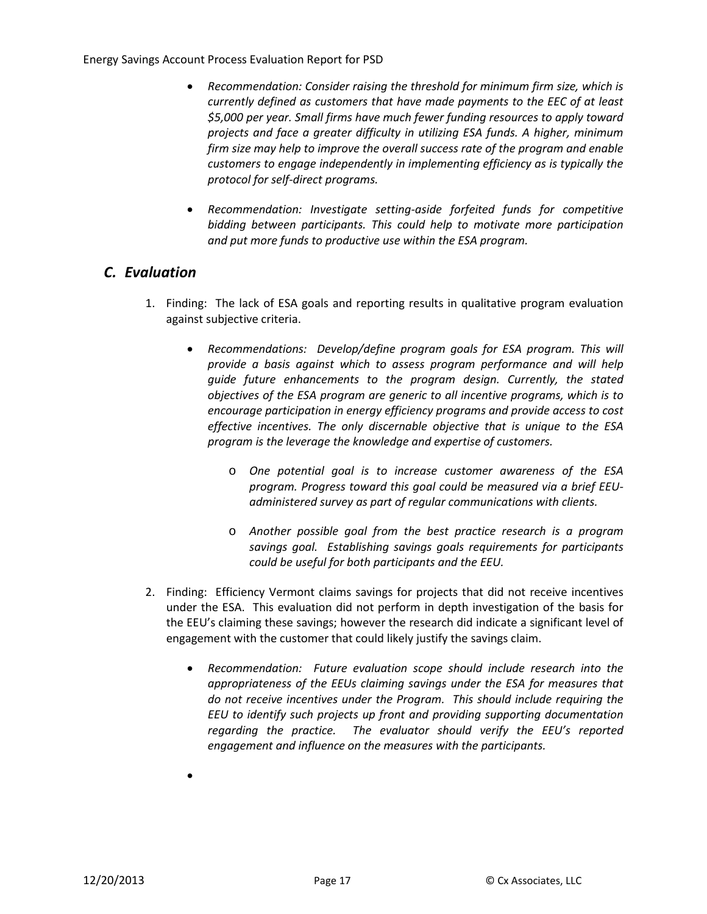- *Recommendation: Consider raising the threshold for minimum firm size, which is currently defined as customers that have made payments to the EEC of at least $5,000 per year. Small firms have much fewer funding resources to apply toward projects and face a greater difficulty in utilizing ESA funds. A higher, minimum firm size may help to improve the overall success rate of the program and enable customers to engage independently in implementing efficiency as is typically the protocol for self-direct programs.*

- *Recommendation: Investigate setting-aside forfeited funds for competitive bidding between participants. This could help to motivate more participation and put more funds to productive use within the ESA program.*

## *C. Evaluation*

1. Finding: The lack of ESA goals and reporting results in qualitative program evaluation against subjective criteria.

    - *Recommendations: Develop/define program goals for ESA program. This will provide a basis against which to assess program performance and will help guide future enhancements to the program design. Currently, the stated objectives of the ESA program are generic to all incentive programs, which is to encourage participation in energy efficiency programs and provide access to cost effective incentives. The only discernable objective that is unique to the ESA program is the leverage the knowledge and expertise of customers.*

        - *One potential goal is to increase customer awareness of the ESA program. Progress toward this goal could be measured via a brief EEU-administered survey as part of regular communications with clients.*

        - *Another possible goal from the best practice research is a program savings goal. Establishing savings goals requirements for participants could be useful for both participants and the EEU.*

2. Finding: Efficiency Vermont claims savings for projects that did not receive incentives under the ESA. This evaluation did not perform in depth investigation of the basis for the EEU's claiming these savings; however the research did indicate a significant level of engagement with the customer that could likely justify the savings claim.

    - *Recommendation: Future evaluation scope should include research into the appropriateness of the EEUs claiming savings under the ESA for measures that do not receive incentives under the Program. This should include requiring the EEU to identify such projects up front and providing supporting documentation regarding the practice. The evaluator should verify the EEU's reported engagement and influence on the measures with the participants.*

    -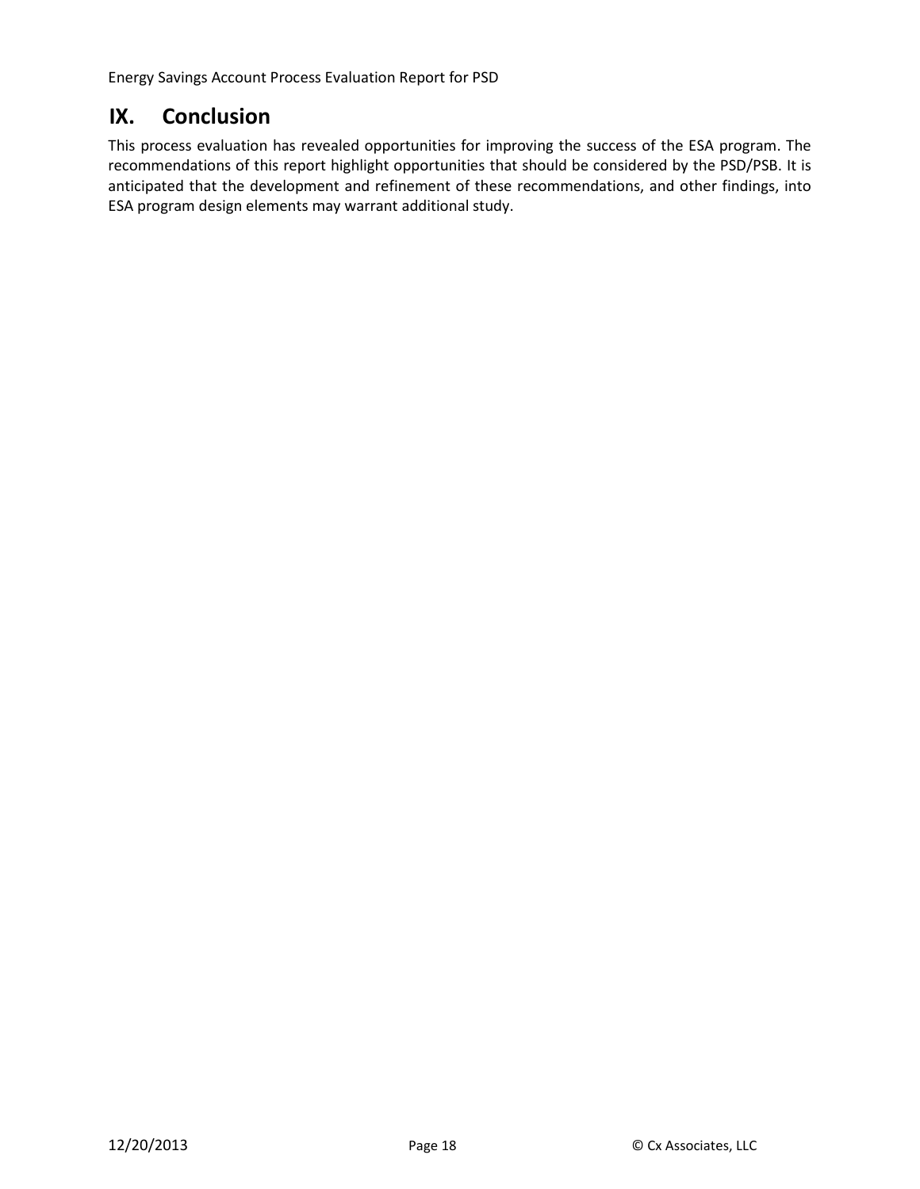# IX. Conclusion

This process evaluation has revealed opportunities for improving the success of the ESA program. The recommendations of this report highlight opportunities that should be considered by the PSD/PSB. It is anticipated that the development and refinement of these recommendations, and other findings, into ESA program design elements may warrant additional study.